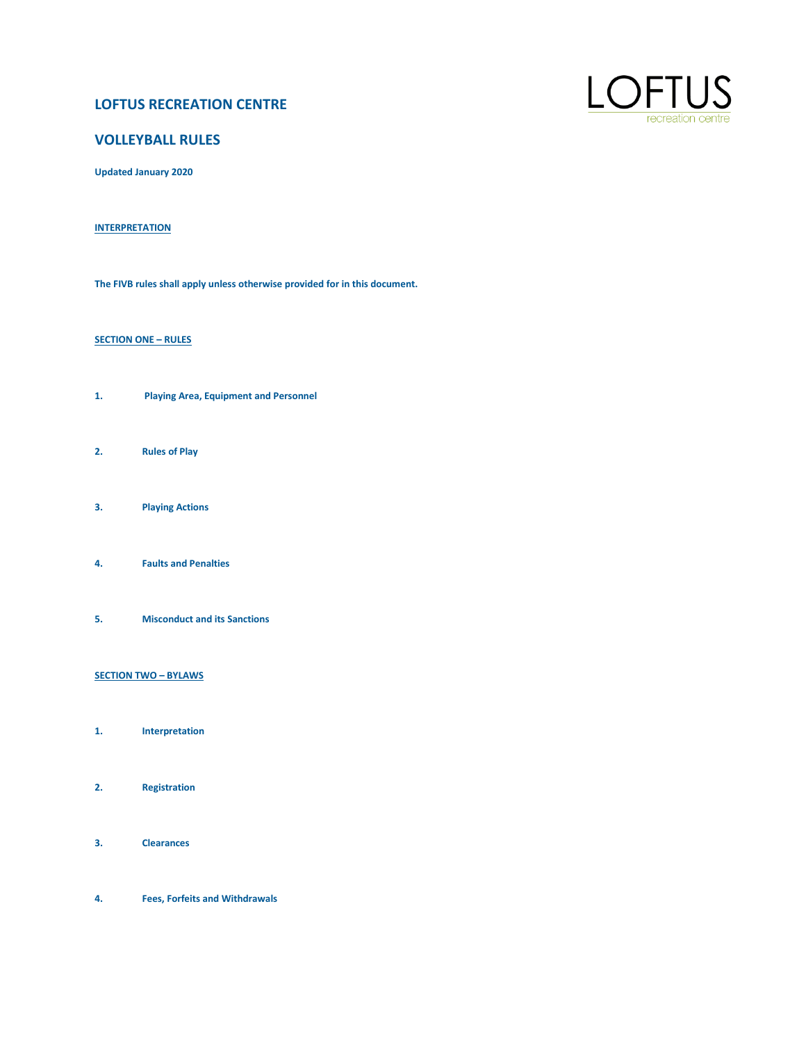# LOFTUS RECREATION CENTRE

## VOLLEYBALL RULES

**Updated January 2020**

**INTERPRETATION**

**The FIVB rules shall apply unless otherwise provided for in this document.**

**SECTION ONE – RULES**

1. **Playing Area, Equipment and Personnel**
2. **Rules of Play**
3. **Playing Actions**
4. **Faults and Penalties**
5. **Misconduct and its Sanctions**

**SECTION TWO – BYLAWS**

1. **Interpretation**
2. **Registration**
3. **Clearances**
4. **Fees, Forfeits and Withdrawals**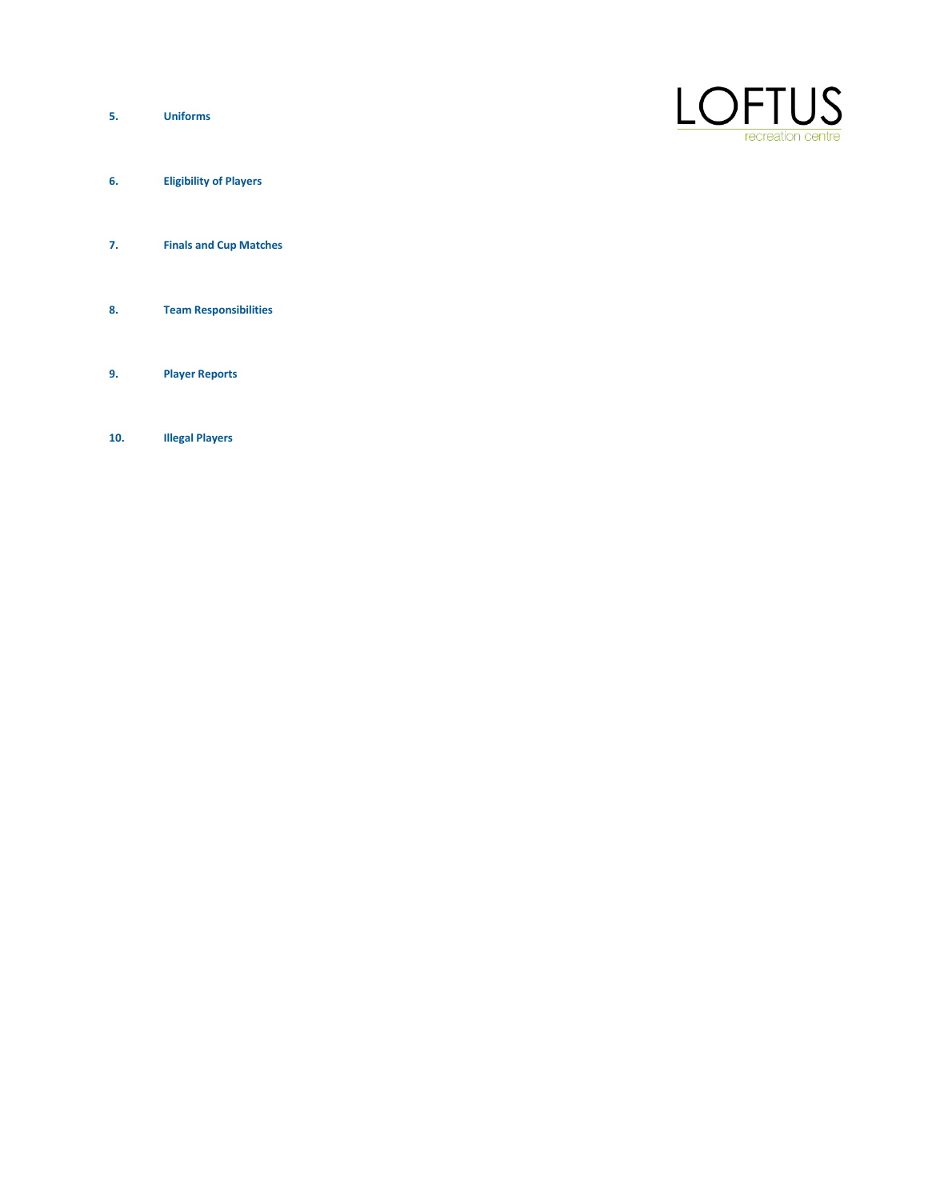**5. Uniforms**

**6. Eligibility of Players**

**7. Finals and Cup Matches**

**8. Team Responsibilities**

**9. Player Reports**

**10. Illegal Players**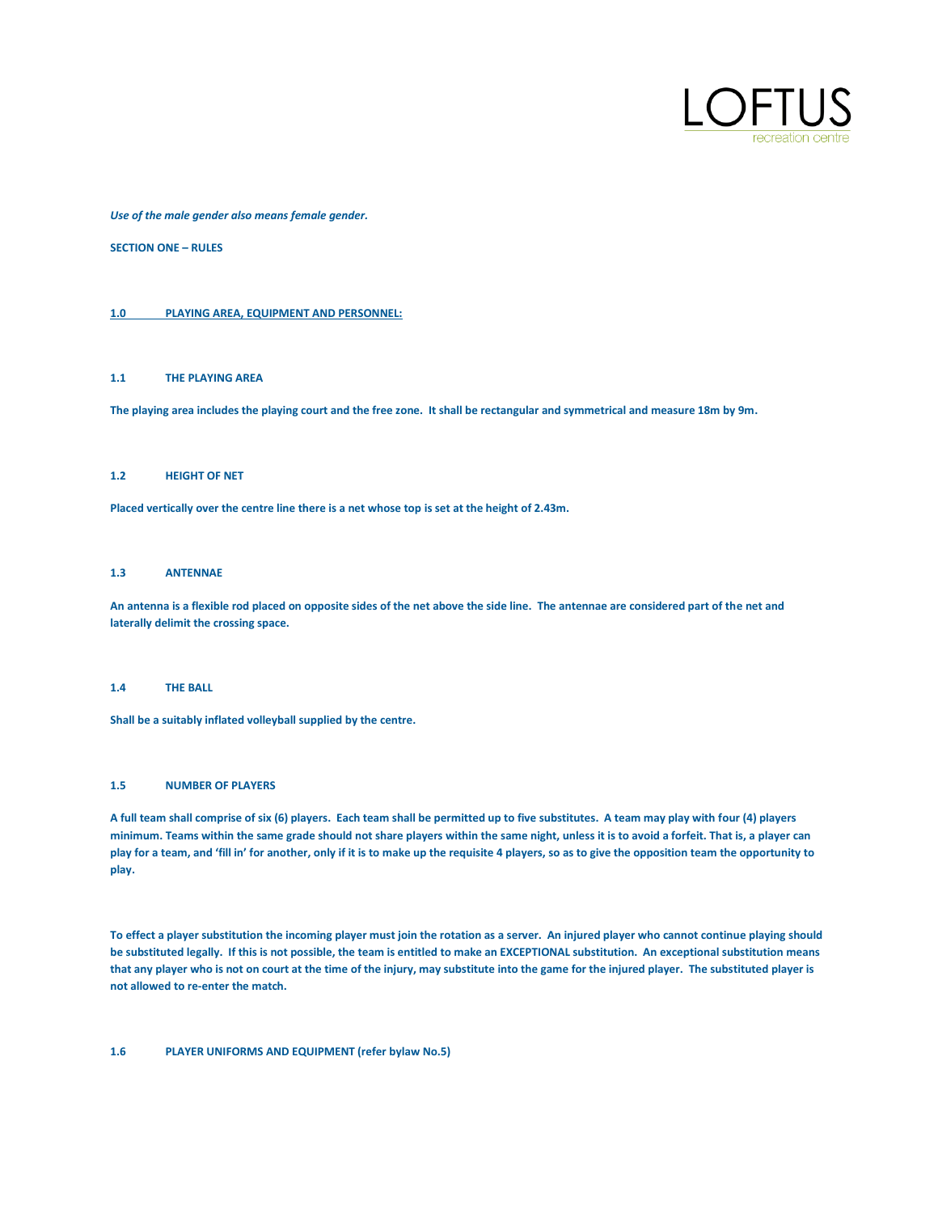*Use of the male gender also means female gender.*

**SECTION ONE – RULES**

## 1.0 PLAYING AREA, EQUIPMENT AND PERSONNEL:

### 1.1 THE PLAYING AREA

**The playing area includes the playing court and the free zone. It shall be rectangular and symmetrical and measure 18m by 9m.**

### 1.2 HEIGHT OF NET

**Placed vertically over the centre line there is a net whose top is set at the height of 2.43m.**

### 1.3 ANTENNAE

**An antenna is a flexible rod placed on opposite sides of the net above the side line. The antennae are considered part of the net and laterally delimit the crossing space.**

### 1.4 THE BALL

**Shall be a suitably inflated volleyball supplied by the centre.**

### 1.5 NUMBER OF PLAYERS

**A full team shall comprise of six (6) players. Each team shall be permitted up to five substitutes. A team may play with four (4) players minimum. Teams within the same grade should not share players within the same night, unless it is to avoid a forfeit. That is, a player can play for a team, and 'fill in' for another, only if it is to make up the requisite 4 players, so as to give the opposition team the opportunity to play.**

**To effect a player substitution the incoming player must join the rotation as a server. An injured player who cannot continue playing should be substituted legally. If this is not possible, the team is entitled to make an EXCEPTIONAL substitution. An exceptional substitution means that any player who is not on court at the time of the injury, may substitute into the game for the injured player. The substituted player is not allowed to re-enter the match.**

### 1.6 PLAYER UNIFORMS AND EQUIPMENT (refer bylaw No.5)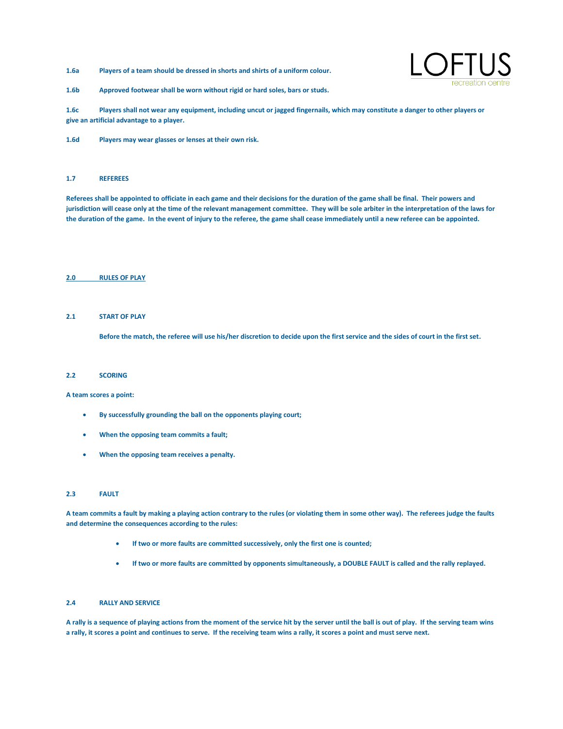**1.6a Players of a team should be dressed in shorts and shirts of a uniform colour.**

**1.6b Approved footwear shall be worn without rigid or hard soles, bars or studs.**

**1.6c Players shall not wear any equipment, including uncut or jagged fingernails, which may constitute a danger to other players or give an artificial advantage to a player.**

**1.6d Players may wear glasses or lenses at their own risk.**

### 1.7 REFEREES

**Referees shall be appointed to officiate in each game and their decisions for the duration of the game shall be final. Their powers and jurisdiction will cease only at the time of the relevant management committee. They will be sole arbiter in the interpretation of the laws for the duration of the game. In the event of injury to the referee, the game shall cease immediately until a new referee can be appointed.**

## 2.0 RULES OF PLAY

### 2.1 START OF PLAY

**Before the match, the referee will use his/her discretion to decide upon the first service and the sides of court in the first set.**

### 2.2 SCORING

**A team scores a point:**

- **By successfully grounding the ball on the opponents playing court;**
- **When the opposing team commits a fault;**
- **When the opposing team receives a penalty.**

### 2.3 FAULT

**A team commits a fault by making a playing action contrary to the rules (or violating them in some other way). The referees judge the faults and determine the consequences according to the rules:**

- **If two or more faults are committed successively, only the first one is counted;**
- **If two or more faults are committed by opponents simultaneously, a DOUBLE FAULT is called and the rally replayed.**

### 2.4 RALLY AND SERVICE

**A rally is a sequence of playing actions from the moment of the service hit by the server until the ball is out of play. If the serving team wins a rally, it scores a point and continues to serve. If the receiving team wins a rally, it scores a point and must serve next.**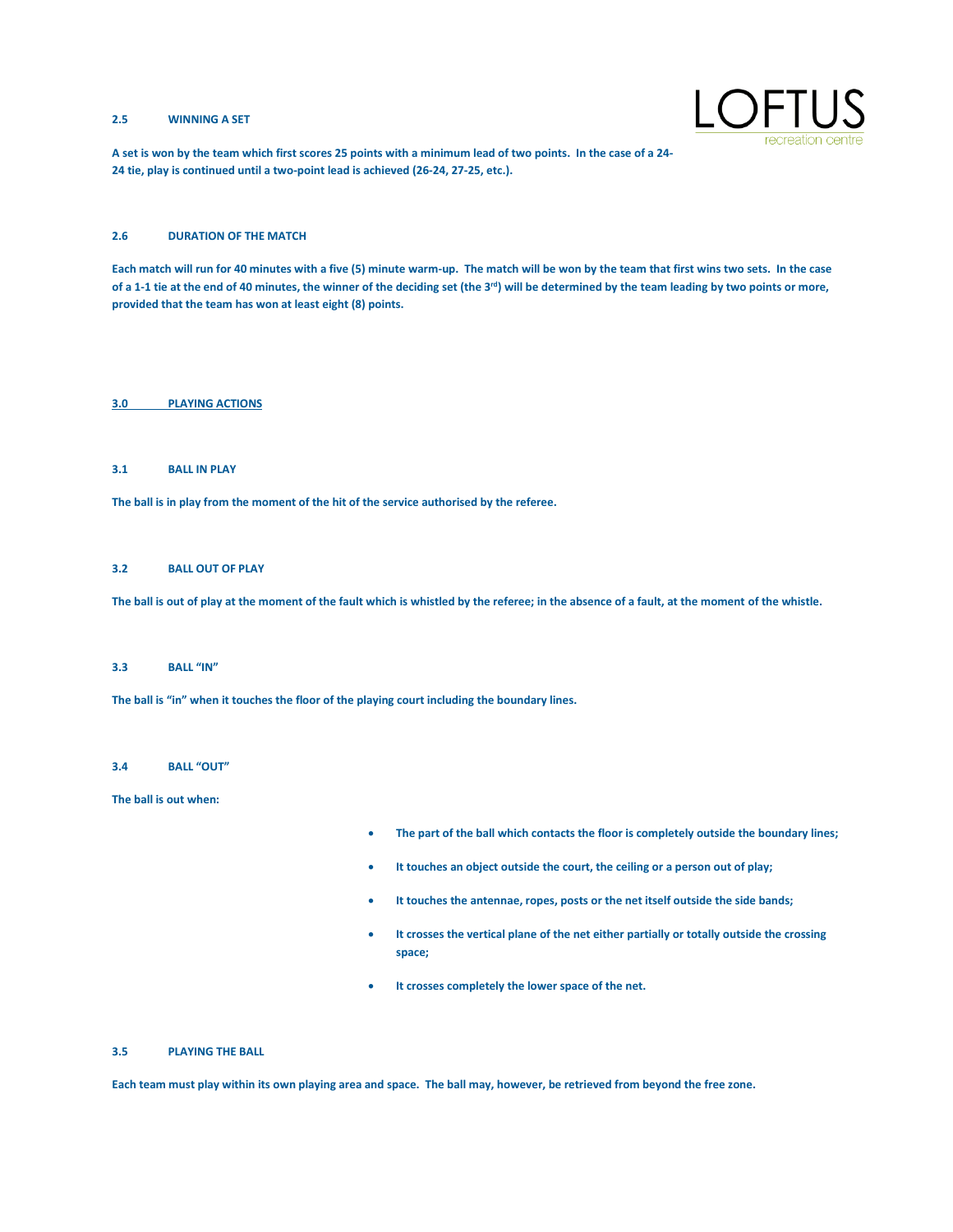### 2.5 WINNING A SET

**A set is won by the team which first scores 25 points with a minimum lead of two points. In the case of a 24-24 tie, play is continued until a two-point lead is achieved (26-24, 27-25, etc.).**

### 2.6 DURATION OF THE MATCH

**Each match will run for 40 minutes with a five (5) minute warm-up. The match will be won by the team that first wins two sets. In the case of a 1-1 tie at the end of 40 minutes, the winner of the deciding set (the 3rd) will be determined by the team leading by two points or more, provided that the team has won at least eight (8) points.**

## 3.0 PLAYING ACTIONS

### 3.1 BALL IN PLAY

**The ball is in play from the moment of the hit of the service authorised by the referee.**

### 3.2 BALL OUT OF PLAY

**The ball is out of play at the moment of the fault which is whistled by the referee; in the absence of a fault, at the moment of the whistle.**

### 3.3 BALL "IN"

**The ball is "in" when it touches the floor of the playing court including the boundary lines.**

### 3.4 BALL "OUT"

**The ball is out when:**

- **The part of the ball which contacts the floor is completely outside the boundary lines;**
- **It touches an object outside the court, the ceiling or a person out of play;**
- **It touches the antennae, ropes, posts or the net itself outside the side bands;**
- **It crosses the vertical plane of the net either partially or totally outside the crossing space;**
- **It crosses completely the lower space of the net.**

### 3.5 PLAYING THE BALL

**Each team must play within its own playing area and space. The ball may, however, be retrieved from beyond the free zone.**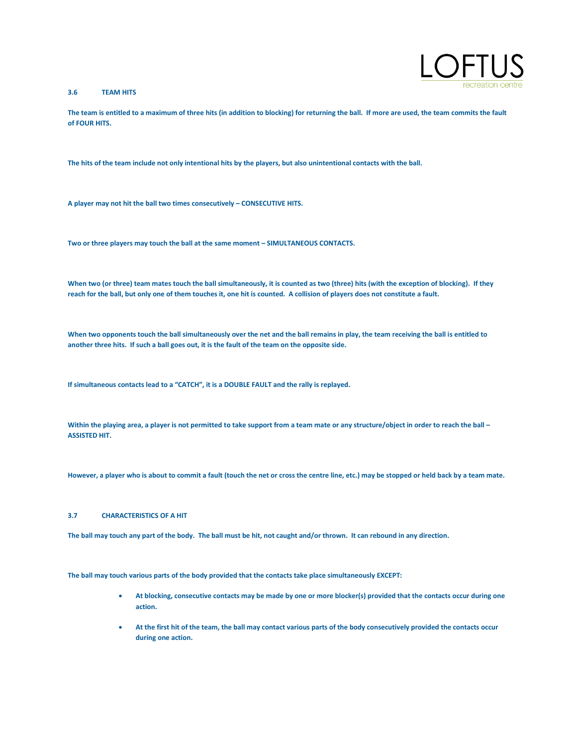### 3.6 TEAM HITS

The team is entitled to a maximum of three hits (in addition to blocking) for returning the ball. If more are used, the team commits the fault of FOUR HITS.

The hits of the team include not only intentional hits by the players, but also unintentional contacts with the ball.

A player may not hit the ball two times consecutively – CONSECUTIVE HITS.

Two or three players may touch the ball at the same moment – SIMULTANEOUS CONTACTS.

When two (or three) team mates touch the ball simultaneously, it is counted as two (three) hits (with the exception of blocking). If they reach for the ball, but only one of them touches it, one hit is counted. A collision of players does not constitute a fault.

When two opponents touch the ball simultaneously over the net and the ball remains in play, the team receiving the ball is entitled to another three hits. If such a ball goes out, it is the fault of the team on the opposite side.

If simultaneous contacts lead to a "CATCH", it is a DOUBLE FAULT and the rally is replayed.

Within the playing area, a player is not permitted to take support from a team mate or any structure/object in order to reach the ball – ASSISTED HIT.

However, a player who is about to commit a fault (touch the net or cross the centre line, etc.) may be stopped or held back by a team mate.

### 3.7 CHARACTERISTICS OF A HIT

The ball may touch any part of the body. The ball must be hit, not caught and/or thrown. It can rebound in any direction.

The ball may touch various parts of the body provided that the contacts take place simultaneously EXCEPT:

- At blocking, consecutive contacts may be made by one or more blocker(s) provided that the contacts occur during one action.
- At the first hit of the team, the ball may contact various parts of the body consecutively provided the contacts occur during one action.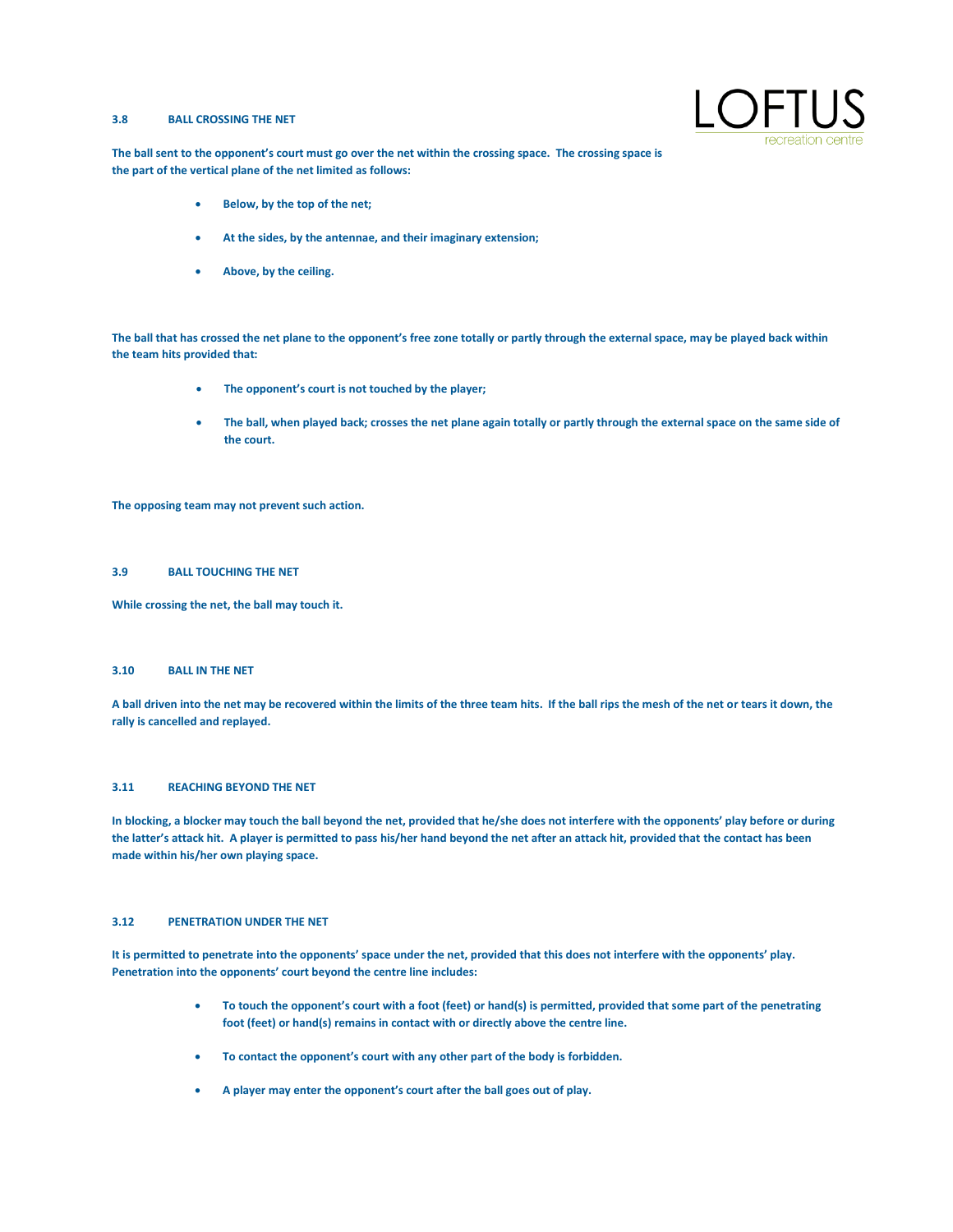### 3.8 BALL CROSSING THE NET

The ball sent to the opponent's court must go over the net within the crossing space. The crossing space is the part of the vertical plane of the net limited as follows:

- Below, by the top of the net;
- At the sides, by the antennae, and their imaginary extension;
- Above, by the ceiling.

The ball that has crossed the net plane to the opponent's free zone totally or partly through the external space, may be played back within the team hits provided that:

- The opponent's court is not touched by the player;
- The ball, when played back; crosses the net plane again totally or partly through the external space on the same side of the court.

The opposing team may not prevent such action.

### 3.9 BALL TOUCHING THE NET

While crossing the net, the ball may touch it.

### 3.10 BALL IN THE NET

A ball driven into the net may be recovered within the limits of the three team hits. If the ball rips the mesh of the net or tears it down, the rally is cancelled and replayed.

### 3.11 REACHING BEYOND THE NET

In blocking, a blocker may touch the ball beyond the net, provided that he/she does not interfere with the opponents' play before or during the latter's attack hit. A player is permitted to pass his/her hand beyond the net after an attack hit, provided that the contact has been made within his/her own playing space.

### 3.12 PENETRATION UNDER THE NET

It is permitted to penetrate into the opponents' space under the net, provided that this does not interfere with the opponents' play. Penetration into the opponents' court beyond the centre line includes:

- To touch the opponent's court with a foot (feet) or hand(s) is permitted, provided that some part of the penetrating foot (feet) or hand(s) remains in contact with or directly above the centre line.
- To contact the opponent's court with any other part of the body is forbidden.
- A player may enter the opponent's court after the ball goes out of play.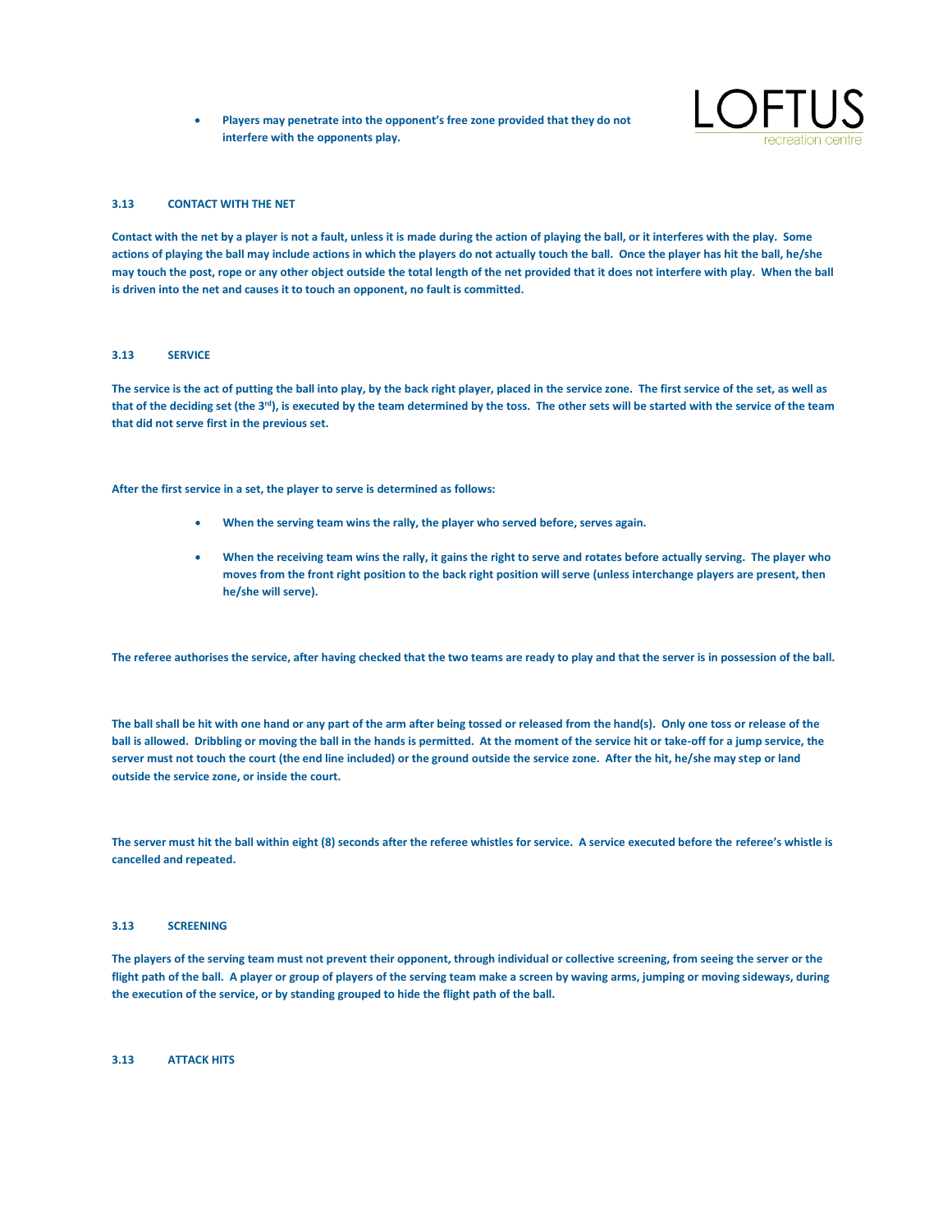- **Players may penetrate into the opponent's free zone provided that they do not interfere with the opponents play.**

### 3.13 CONTACT WITH THE NET

**Contact with the net by a player is not a fault, unless it is made during the action of playing the ball, or it interferes with the play. Some actions of playing the ball may include actions in which the players do not actually touch the ball. Once the player has hit the ball, he/she may touch the post, rope or any other object outside the total length of the net provided that it does not interfere with play. When the ball is driven into the net and causes it to touch an opponent, no fault is committed.**

### 3.13 SERVICE

**The service is the act of putting the ball into play, by the back right player, placed in the service zone. The first service of the set, as well as that of the deciding set (the 3rd), is executed by the team determined by the toss. The other sets will be started with the service of the team that did not serve first in the previous set.**

**After the first service in a set, the player to serve is determined as follows:**

- **When the serving team wins the rally, the player who served before, serves again.**
- **When the receiving team wins the rally, it gains the right to serve and rotates before actually serving. The player who moves from the front right position to the back right position will serve (unless interchange players are present, then he/she will serve).**

**The referee authorises the service, after having checked that the two teams are ready to play and that the server is in possession of the ball.**

**The ball shall be hit with one hand or any part of the arm after being tossed or released from the hand(s). Only one toss or release of the ball is allowed. Dribbling or moving the ball in the hands is permitted. At the moment of the service hit or take-off for a jump service, the server must not touch the court (the end line included) or the ground outside the service zone. After the hit, he/she may step or land outside the service zone, or inside the court.**

**The server must hit the ball within eight (8) seconds after the referee whistles for service. A service executed before the referee's whistle is cancelled and repeated.**

### 3.13 SCREENING

**The players of the serving team must not prevent their opponent, through individual or collective screening, from seeing the server or the flight path of the ball. A player or group of players of the serving team make a screen by waving arms, jumping or moving sideways, during the execution of the service, or by standing grouped to hide the flight path of the ball.**

### 3.13 ATTACK HITS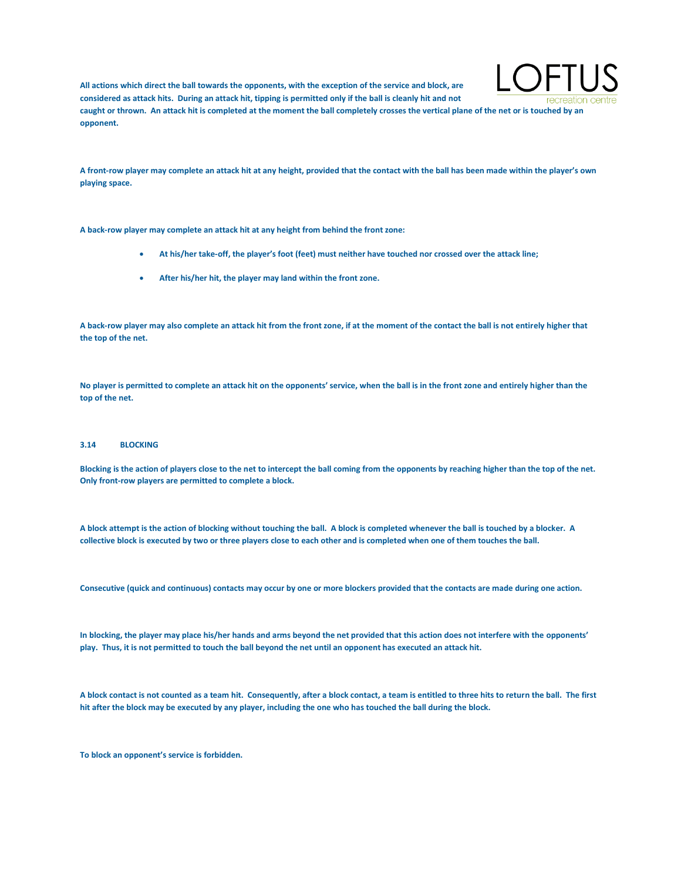**All actions which direct the ball towards the opponents, with the exception of the service and block, are considered as attack hits. During an attack hit, tipping is permitted only if the ball is cleanly hit and not caught or thrown. An attack hit is completed at the moment the ball completely crosses the vertical plane of the net or is touched by an opponent.**

**A front-row player may complete an attack hit at any height, provided that the contact with the ball has been made within the player's own playing space.**

**A back-row player may complete an attack hit at any height from behind the front zone:**

- **At his/her take-off, the player's foot (feet) must neither have touched nor crossed over the attack line;**
- **After his/her hit, the player may land within the front zone.**

**A back-row player may also complete an attack hit from the front zone, if at the moment of the contact the ball is not entirely higher that the top of the net.**

**No player is permitted to complete an attack hit on the opponents' service, when the ball is in the front zone and entirely higher than the top of the net.**

### 3.14 BLOCKING

**Blocking is the action of players close to the net to intercept the ball coming from the opponents by reaching higher than the top of the net. Only front-row players are permitted to complete a block.**

**A block attempt is the action of blocking without touching the ball. A block is completed whenever the ball is touched by a blocker. A collective block is executed by two or three players close to each other and is completed when one of them touches the ball.**

**Consecutive (quick and continuous) contacts may occur by one or more blockers provided that the contacts are made during one action.**

**In blocking, the player may place his/her hands and arms beyond the net provided that this action does not interfere with the opponents' play. Thus, it is not permitted to touch the ball beyond the net until an opponent has executed an attack hit.**

**A block contact is not counted as a team hit. Consequently, after a block contact, a team is entitled to three hits to return the ball. The first hit after the block may be executed by any player, including the one who has touched the ball during the block.**

**To block an opponent's service is forbidden.**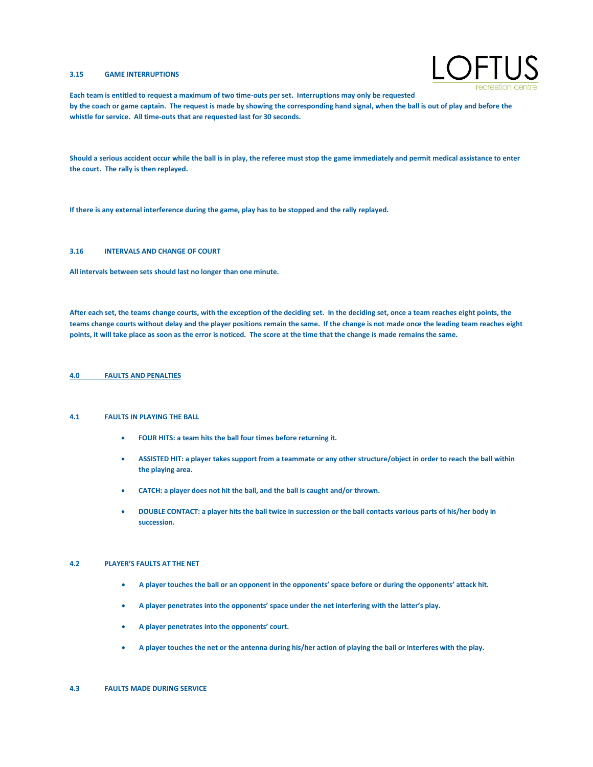### 3.15 GAME INTERRUPTIONS

**Each team is entitled to request a maximum of two time-outs per set. Interruptions may only be requested by the coach or game captain. The request is made by showing the corresponding hand signal, when the ball is out of play and before the whistle for service. All time-outs that are requested last for 30 seconds.**

**Should a serious accident occur while the ball is in play, the referee must stop the game immediately and permit medical assistance to enter the court. The rally is then replayed.**

**If there is any external interference during the game, play has to be stopped and the rally replayed.**

### 3.16 INTERVALS AND CHANGE OF COURT

**All intervals between sets should last no longer than one minute.**

**After each set, the teams change courts, with the exception of the deciding set. In the deciding set, once a team reaches eight points, the teams change courts without delay and the player positions remain the same. If the change is not made once the leading team reaches eight points, it will take place as soon as the error is noticed. The score at the time that the change is made remains the same.**

## 4.0 FAULTS AND PENALTIES

### 4.1 FAULTS IN PLAYING THE BALL

- **FOUR HITS: a team hits the ball four times before returning it.**
- **ASSISTED HIT: a player takes support from a teammate or any other structure/object in order to reach the ball within the playing area.**
- **CATCH: a player does not hit the ball, and the ball is caught and/or thrown.**
- **DOUBLE CONTACT: a player hits the ball twice in succession or the ball contacts various parts of his/her body in succession.**

### 4.2 PLAYER'S FAULTS AT THE NET

- **A player touches the ball or an opponent in the opponents' space before or during the opponents' attack hit.**
- **A player penetrates into the opponents' space under the net interfering with the latter's play.**
- **A player penetrates into the opponents' court.**
- **A player touches the net or the antenna during his/her action of playing the ball or interferes with the play.**

### 4.3 FAULTS MADE DURING SERVICE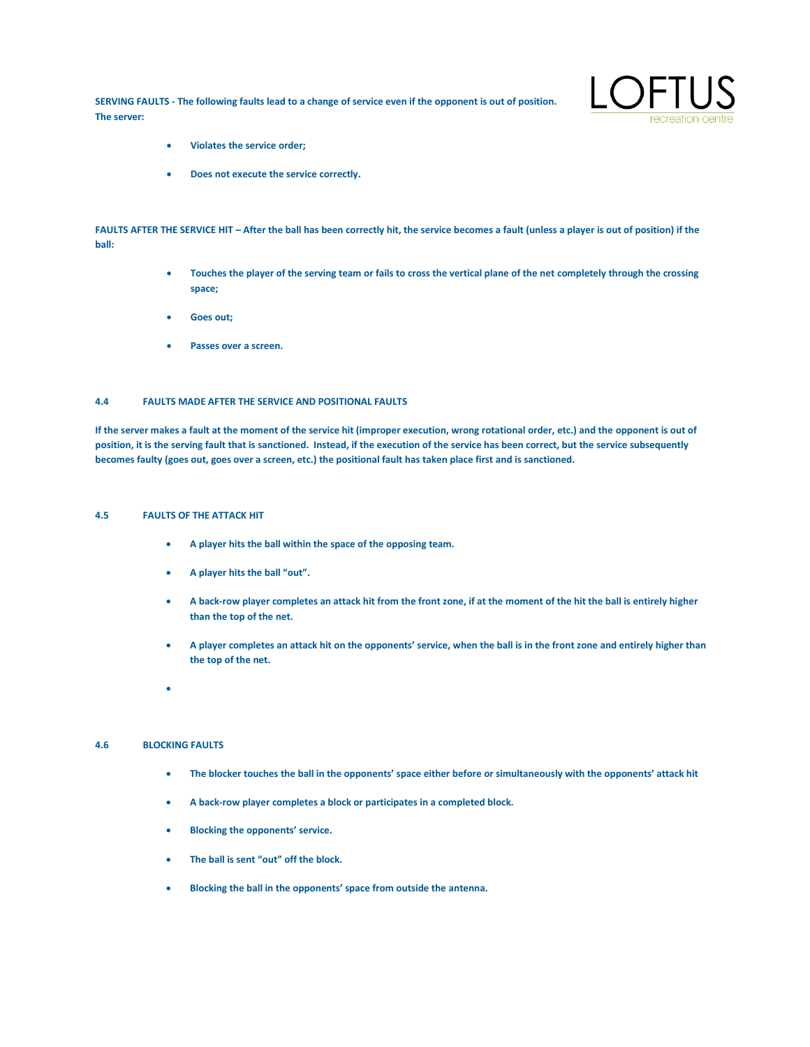**SERVING FAULTS - The following faults lead to a change of service even if the opponent is out of position. The server:**

- **Violates the service order;**
- **Does not execute the service correctly.**

**FAULTS AFTER THE SERVICE HIT – After the ball has been correctly hit, the service becomes a fault (unless a player is out of position) if the ball:**

- **Touches the player of the serving team or fails to cross the vertical plane of the net completely through the crossing space;**
- **Goes out;**
- **Passes over a screen.**

#### 4.4 FAULTS MADE AFTER THE SERVICE AND POSITIONAL FAULTS

**If the server makes a fault at the moment of the service hit (improper execution, wrong rotational order, etc.) and the opponent is out of position, it is the serving fault that is sanctioned. Instead, if the execution of the service has been correct, but the service subsequently becomes faulty (goes out, goes over a screen, etc.) the positional fault has taken place first and is sanctioned.**

#### 4.5 FAULTS OF THE ATTACK HIT

- **A player hits the ball within the space of the opposing team.**
- **A player hits the ball "out".**
- **A back-row player completes an attack hit from the front zone, if at the moment of the hit the ball is entirely higher than the top of the net.**
- **A player completes an attack hit on the opponents' service, when the ball is in the front zone and entirely higher than the top of the net.**

#### 4.6 BLOCKING FAULTS

- **The blocker touches the ball in the opponents' space either before or simultaneously with the opponents' attack hit**
- **A back-row player completes a block or participates in a completed block.**
- **Blocking the opponents' service.**
- **The ball is sent "out" off the block.**
- **Blocking the ball in the opponents' space from outside the antenna.**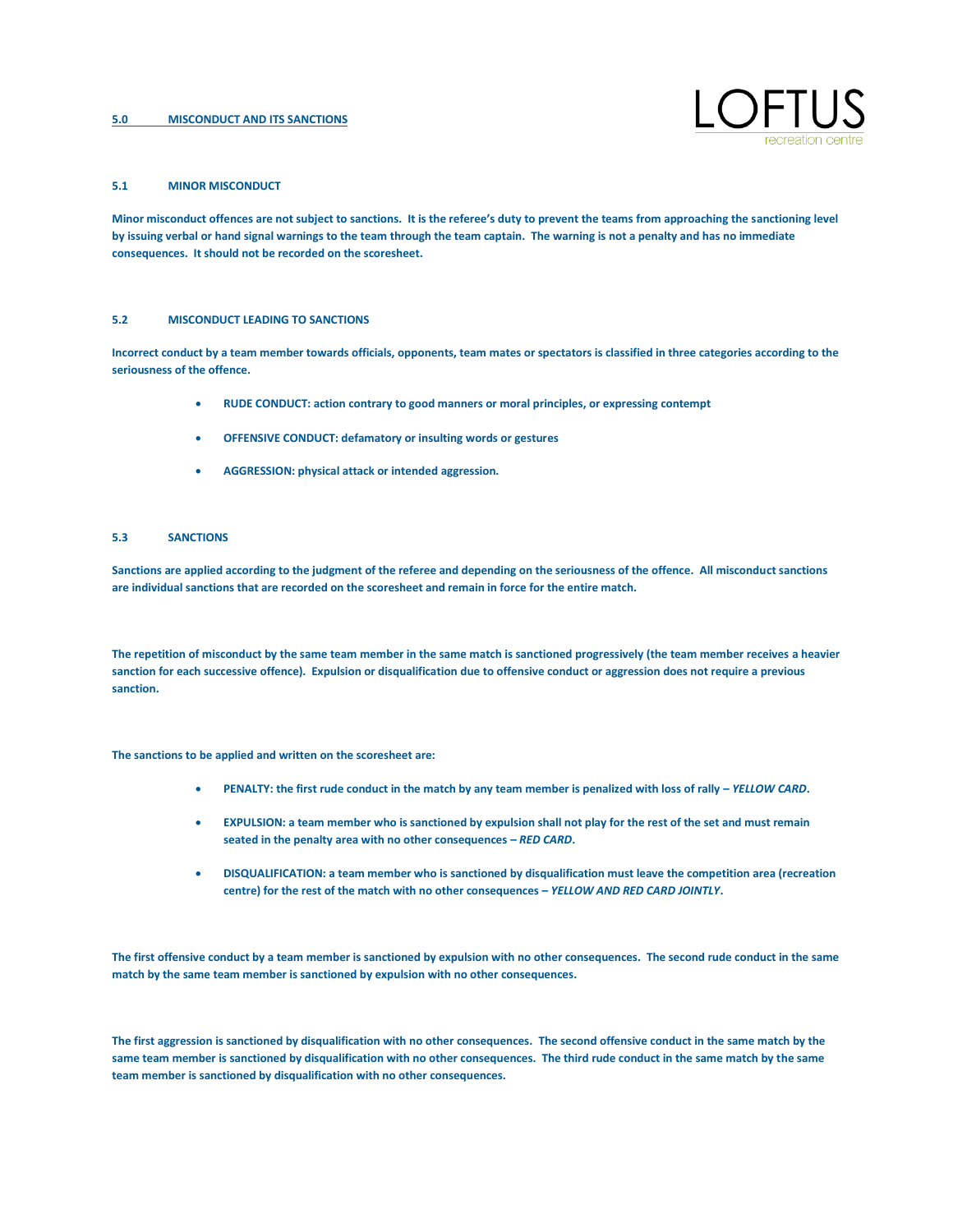## 5.0 MISCONDUCT AND ITS SANCTIONS

### 5.1 MINOR MISCONDUCT

**Minor misconduct offences are not subject to sanctions. It is the referee's duty to prevent the teams from approaching the sanctioning level by issuing verbal or hand signal warnings to the team through the team captain. The warning is not a penalty and has no immediate consequences. It should not be recorded on the scoresheet.**

### 5.2 MISCONDUCT LEADING TO SANCTIONS

**Incorrect conduct by a team member towards officials, opponents, team mates or spectators is classified in three categories according to the seriousness of the offence.**

- **RUDE CONDUCT: action contrary to good manners or moral principles, or expressing contempt**
- **OFFENSIVE CONDUCT: defamatory or insulting words or gestures**
- **AGGRESSION: physical attack or intended aggression.**

### 5.3 SANCTIONS

**Sanctions are applied according to the judgment of the referee and depending on the seriousness of the offence. All misconduct sanctions are individual sanctions that are recorded on the scoresheet and remain in force for the entire match.**

**The repetition of misconduct by the same team member in the same match is sanctioned progressively (the team member receives a heavier sanction for each successive offence). Expulsion or disqualification due to offensive conduct or aggression does not require a previous sanction.**

**The sanctions to be applied and written on the scoresheet are:**

- **PENALTY: the first rude conduct in the match by any team member is penalized with loss of rally – *YELLOW CARD*.**
- **EXPULSION: a team member who is sanctioned by expulsion shall not play for the rest of the set and must remain seated in the penalty area with no other consequences – *RED CARD*.**
- **DISQUALIFICATION: a team member who is sanctioned by disqualification must leave the competition area (recreation centre) for the rest of the match with no other consequences – *YELLOW AND RED CARD JOINTLY*.**

**The first offensive conduct by a team member is sanctioned by expulsion with no other consequences. The second rude conduct in the same match by the same team member is sanctioned by expulsion with no other consequences.**

**The first aggression is sanctioned by disqualification with no other consequences. The second offensive conduct in the same match by the same team member is sanctioned by disqualification with no other consequences. The third rude conduct in the same match by the same team member is sanctioned by disqualification with no other consequences.**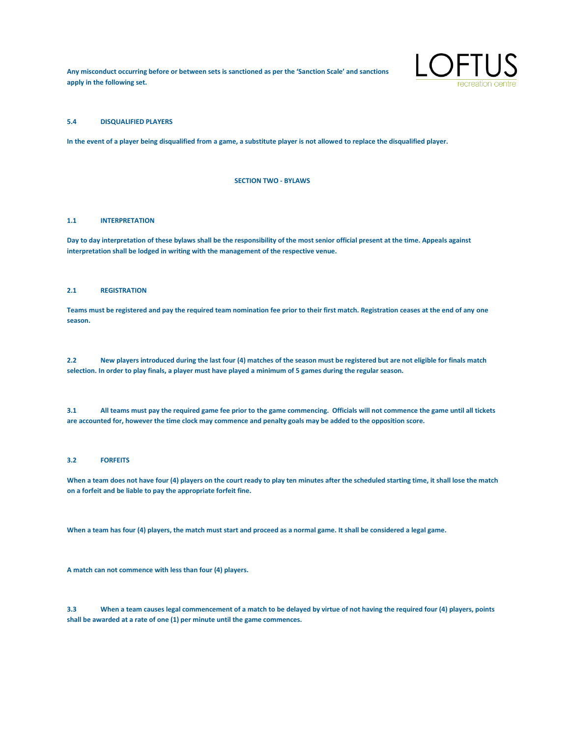**Any misconduct occurring before or between sets is sanctioned as per the 'Sanction Scale' and sanctions apply in the following set.**

### 5.4 DISQUALIFIED PLAYERS

**In the event of a player being disqualified from a game, a substitute player is not allowed to replace the disqualified player.**

## SECTION TWO - BYLAWS

### 1.1 INTERPRETATION

**Day to day interpretation of these bylaws shall be the responsibility of the most senior official present at the time. Appeals against interpretation shall be lodged in writing with the management of the respective venue.**

### 2.1 REGISTRATION

**Teams must be registered and pay the required team nomination fee prior to their first match. Registration ceases at the end of any one season.**

**2.2 New players introduced during the last four (4) matches of the season must be registered but are not eligible for finals match selection. In order to play finals, a player must have played a minimum of 5 games during the regular season.**

**3.1 All teams must pay the required game fee prior to the game commencing. Officials will not commence the game until all tickets are accounted for, however the time clock may commence and penalty goals may be added to the opposition score.**

### 3.2 FORFEITS

**When a team does not have four (4) players on the court ready to play ten minutes after the scheduled starting time, it shall lose the match on a forfeit and be liable to pay the appropriate forfeit fine.**

**When a team has four (4) players, the match must start and proceed as a normal game. It shall be considered a legal game.**

**A match can not commence with less than four (4) players.**

**3.3 When a team causes legal commencement of a match to be delayed by virtue of not having the required four (4) players, points shall be awarded at a rate of one (1) per minute until the game commences.**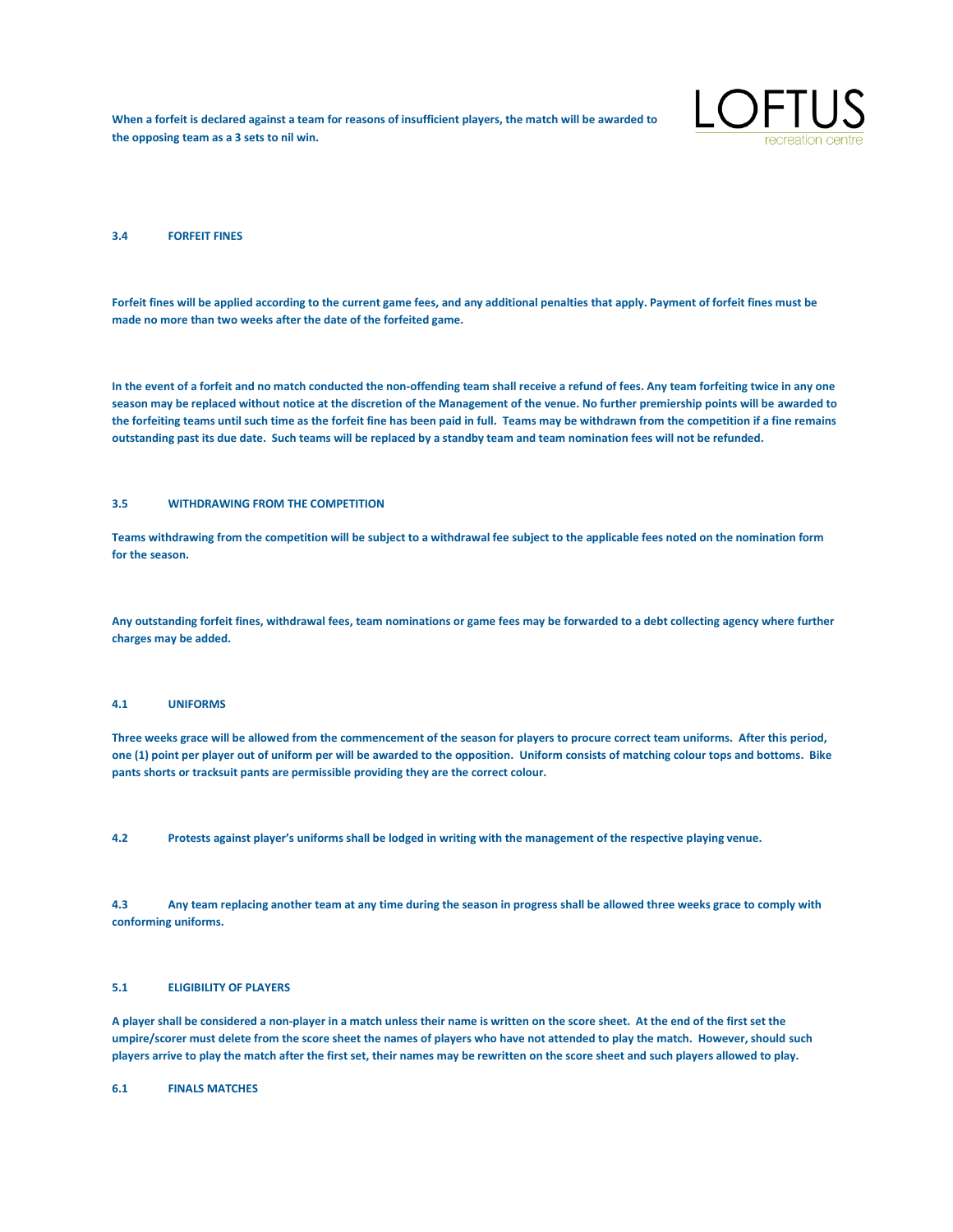**When a forfeit is declared against a team for reasons of insufficient players, the match will be awarded to the opposing team as a 3 sets to nil win.**

### 3.4 FORFEIT FINES

**Forfeit fines will be applied according to the current game fees, and any additional penalties that apply. Payment of forfeit fines must be made no more than two weeks after the date of the forfeited game.**

**In the event of a forfeit and no match conducted the non-offending team shall receive a refund of fees. Any team forfeiting twice in any one season may be replaced without notice at the discretion of the Management of the venue. No further premiership points will be awarded to the forfeiting teams until such time as the forfeit fine has been paid in full. Teams may be withdrawn from the competition if a fine remains outstanding past its due date. Such teams will be replaced by a standby team and team nomination fees will not be refunded.**

### 3.5 WITHDRAWING FROM THE COMPETITION

**Teams withdrawing from the competition will be subject to a withdrawal fee subject to the applicable fees noted on the nomination form for the season.**

**Any outstanding forfeit fines, withdrawal fees, team nominations or game fees may be forwarded to a debt collecting agency where further charges may be added.**

### 4.1 UNIFORMS

**Three weeks grace will be allowed from the commencement of the season for players to procure correct team uniforms. After this period, one (1) point per player out of uniform per will be awarded to the opposition. Uniform consists of matching colour tops and bottoms. Bike pants shorts or tracksuit pants are permissible providing they are the correct colour.**

**4.2 Protests against player's uniforms shall be lodged in writing with the management of the respective playing venue.**

**4.3 Any team replacing another team at any time during the season in progress shall be allowed three weeks grace to comply with conforming uniforms.**

### 5.1 ELIGIBILITY OF PLAYERS

**A player shall be considered a non-player in a match unless their name is written on the score sheet. At the end of the first set the umpire/scorer must delete from the score sheet the names of players who have not attended to play the match. However, should such players arrive to play the match after the first set, their names may be rewritten on the score sheet and such players allowed to play.**

### 6.1 FINALS MATCHES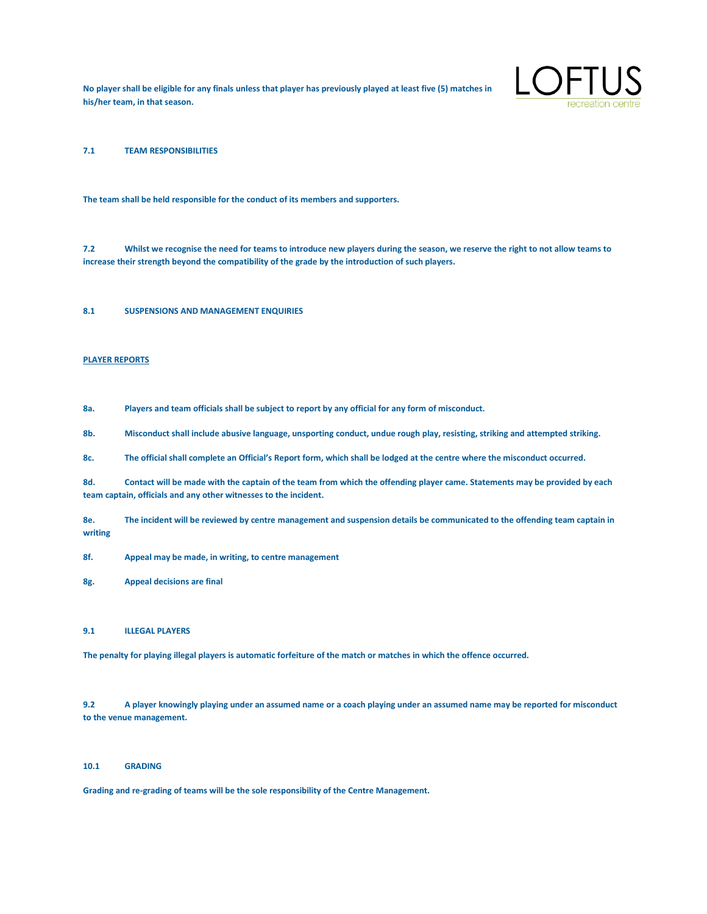**No player shall be eligible for any finals unless that player has previously played at least five (5) matches in his/her team, in that season.**

### 7.1 TEAM RESPONSIBILITIES

**The team shall be held responsible for the conduct of its members and supporters.**

**7.2 Whilst we recognise the need for teams to introduce new players during the season, we reserve the right to not allow teams to increase their strength beyond the compatibility of the grade by the introduction of such players.**

### 8.1 SUSPENSIONS AND MANAGEMENT ENQUIRIES

**<u>PLAYER REPORTS</u>**

**8a. Players and team officials shall be subject to report by any official for any form of misconduct.**

**8b. Misconduct shall include abusive language, unsporting conduct, undue rough play, resisting, striking and attempted striking.**

**8c. The official shall complete an Official's Report form, which shall be lodged at the centre where the misconduct occurred.**

**8d. Contact will be made with the captain of the team from which the offending player came. Statements may be provided by each team captain, officials and any other witnesses to the incident.**

**8e. The incident will be reviewed by centre management and suspension details be communicated to the offending team captain in writing**

**8f. Appeal may be made, in writing, to centre management**

**8g. Appeal decisions are final**

### 9.1 ILLEGAL PLAYERS

**The penalty for playing illegal players is automatic forfeiture of the match or matches in which the offence occurred.**

**9.2 A player knowingly playing under an assumed name or a coach playing under an assumed name may be reported for misconduct to the venue management.**

### 10.1 GRADING

**Grading and re-grading of teams will be the sole responsibility of the Centre Management.**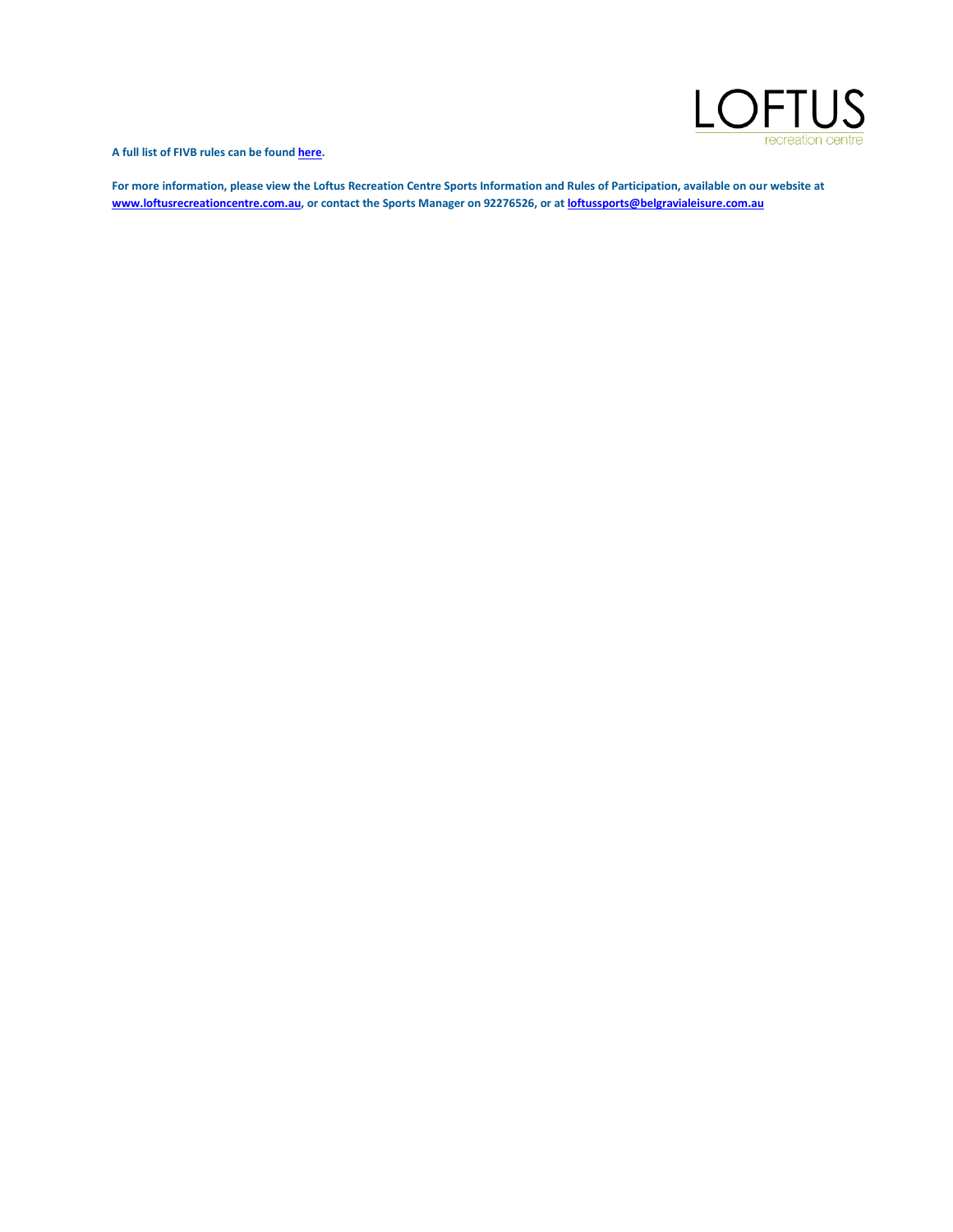A full list of FIVB rules can be found **[here](#)**.

**For more information, please view the Loftus Recreation Centre Sports Information and Rules of Participation, available on our website at [www.loftusrecreationcentre.com.au](http://www.loftusrecreationcentre.com.au), or contact the Sports Manager on 92276526, or at [loftussports@belgravialeisure.com.au](mailto:loftussports@belgravialeisure.com.au)**